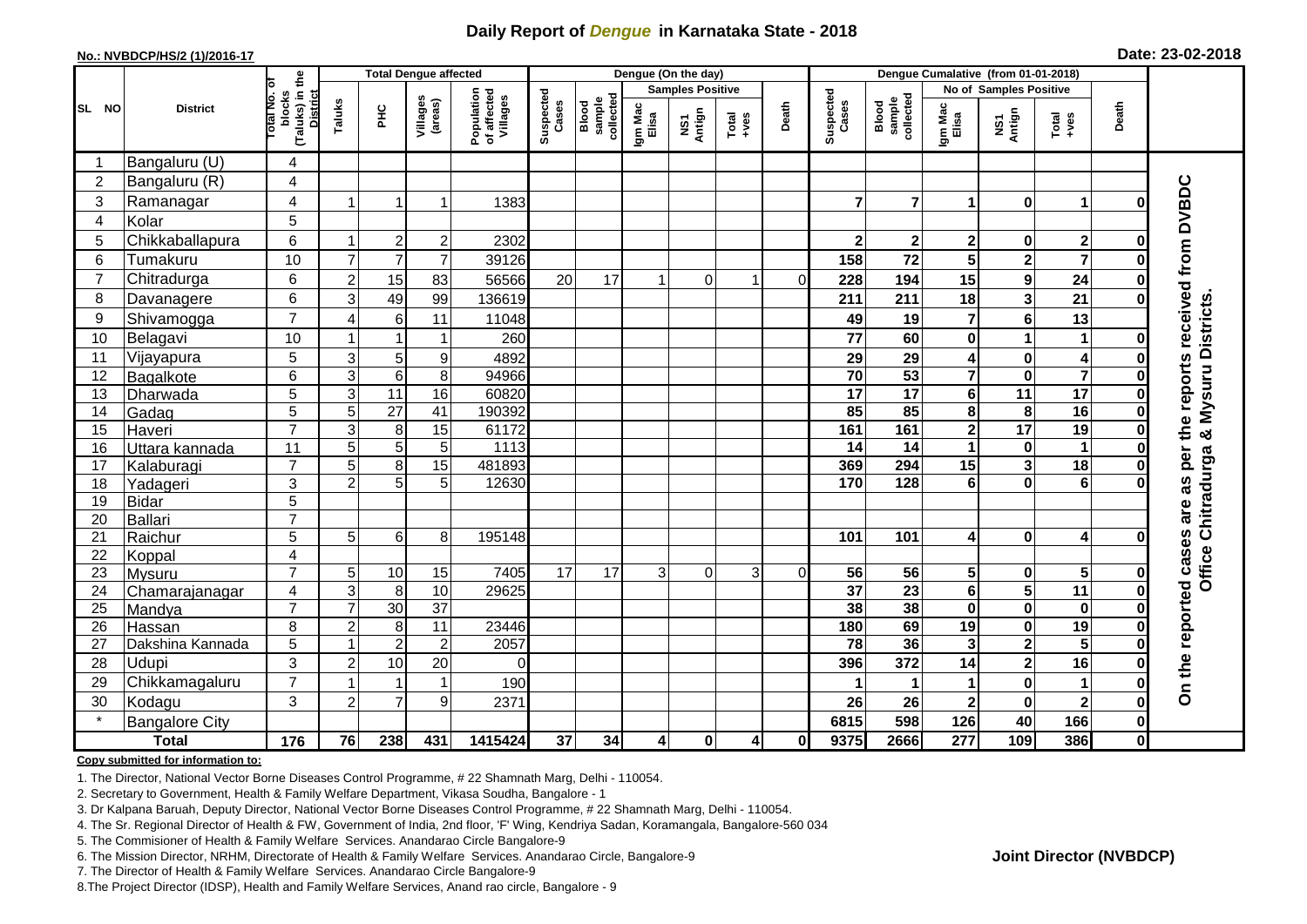# Daily Report of *Dengue* in Karnataka State - 2018

**No.: NVBDCP/HS/2 (1)/2016-17**

**Date: 23-02-2018**

| SL NO | District | Total No. of blocks (Taluks) in the District | Total Dengue affected | | | | Dengue (On the day) | | | | | | | Dengue Cumalative (from 01-01-2018) | | | | | | | |
|---|---|---|---|---|---|---|---|---|---|---|---|---|---|---|---|---|---|---|---|---|
| | | | Taluks | PHC | Villages (areas) | Population of affected Villages | Suspected Cases | Blood sample collected | Samples Positive | | | Death | Suspected Cases | Blood sample collected | No of Samples Positive | | | Death | |
| | | | | | | | | | Igm Mac Elisa | NS1 Antign | Total +ves | | | | Igm Mac Elisa | NS1 Antign | Total +ves | | |
| 1 | Bangaluru (U) | 4 | | | | | | | | | | | | | | | | | On the reported cases are as per the reports received from DVBDC Office Chitradurga & Mysuru Districts. |
| 2 | Bangaluru (R) | 4 | | | | | | | | | | | | | | | | | |
| 3 | Ramanagar | 4 | 1 | 1 | 1 | 1383 | | | | | | | 7 | 7 | 1 | 0 | 1 | 0 | |
| 4 | Kolar | 5 | | | | | | | | | | | | | | | | | |
| 5 | Chikkaballapura | 6 | 1 | 2 | 2 | 2302 | | | | | | | 2 | 2 | 2 | 0 | 2 | 0 | |
| 6 | Tumakuru | 10 | 7 | 7 | 7 | 39126 | | | | | | | 158 | 72 | 5 | 2 | 7 | 0 | |
| 7 | Chitradurga | 6 | 2 | 15 | 83 | 56566 | 20 | 17 | 1 | 0 | 1 | 0 | 228 | 194 | 15 | 9 | 24 | 0 | |
| 8 | Davanagere | 6 | 3 | 49 | 99 | 136619 | | | | | | | 211 | 211 | 18 | 3 | 21 | 0 | |
| 9 | Shivamogga | 7 | 4 | 6 | 11 | 11048 | | | | | | | 49 | 19 | 7 | 6 | 13 | | |
| 10 | Belagavi | 10 | 1 | 1 | 1 | 260 | | | | | | | 77 | 60 | 0 | 1 | 1 | 0 | |
| 11 | Vijayapura | 5 | 3 | 5 | 9 | 4892 | | | | | | | 29 | 29 | 4 | 0 | 4 | 0 | |
| 12 | Bagalkote | 6 | 3 | 6 | 8 | 94966 | | | | | | | 70 | 53 | 7 | 0 | 7 | 0 | |
| 13 | Dharwada | 5 | 3 | 11 | 16 | 60820 | | | | | | | 17 | 17 | 6 | 11 | 17 | 0 | |
| 14 | Gadag | 5 | 5 | 27 | 41 | 190392 | | | | | | | 85 | 85 | 8 | 8 | 16 | 0 | |
| 15 | Haveri | 7 | 3 | 8 | 15 | 61172 | | | | | | | 161 | 161 | 2 | 17 | 19 | 0 | |
| 16 | Uttara kannada | 11 | 5 | 5 | 5 | 1113 | | | | | | | 14 | 14 | 1 | 0 | 1 | 0 | |
| 17 | Kalaburagi | 7 | 5 | 8 | 15 | 481893 | | | | | | | 369 | 294 | 15 | 3 | 18 | 0 | |
| 18 | Yadageri | 3 | 2 | 5 | 5 | 12630 | | | | | | | 170 | 128 | 6 | 0 | 6 | 0 | |
| 19 | Bidar | 5 | | | | | | | | | | | | | | | | | |
| 20 | Ballari | 7 | | | | | | | | | | | | | | | | | |
| 21 | Raichur | 5 | 5 | 6 | 8 | 195148 | | | | | | | 101 | 101 | 4 | 0 | 4 | 0 | |
| 22 | Koppal | 4 | | | | | | | | | | | | | | | | | |
| 23 | Mysuru | 7 | 5 | 10 | 15 | 7405 | 17 | 17 | 3 | 0 | 3 | 0 | 56 | 56 | 5 | 0 | 5 | 0 | |
| 24 | Chamarajanagar | 4 | 3 | 8 | 10 | 29625 | | | | | | | 37 | 23 | 6 | 5 | 11 | 0 | |
| 25 | Mandya | 7 | 7 | 30 | 37 | | | | | | | | 38 | 38 | 0 | 0 | 0 | 0 | |
| 26 | Hassan | 8 | 2 | 8 | 11 | 23446 | | | | | | | 180 | 69 | 19 | 0 | 19 | 0 | |
| 27 | Dakshina Kannada | 5 | 1 | 2 | 2 | 2057 | | | | | | | 78 | 36 | 3 | 2 | 5 | 0 | |
| 28 | Udupi | 3 | 2 | 10 | 20 | 0 | | | | | | | 396 | 372 | 14 | 2 | 16 | 0 | |
| 29 | Chikkamagaluru | 7 | 1 | 1 | 1 | 190 | | | | | | | 1 | 1 | 1 | 0 | 1 | 0 | |
| 30 | Kodagu | 3 | 2 | 7 | 9 | 2371 | | | | | | | 26 | 26 | 2 | 0 | 2 | 0 | |
| * | Bangalore City | | | | | | | | | | | | 6815 | 598 | 126 | 40 | 166 | 0 | |
| | **Total** | **176** | **76** | **238** | **431** | **1415424** | **37** | **34** | **4** | **0** | **4** | **0** | **9375** | **2666** | **277** | **109** | **386** | **0** | |

**Copy submitted for information to:**

1. The Director, National Vector Borne Diseases Control Programme, # 22 Shamnath Marg, Delhi - 110054.
2. Secretary to Government, Health & Family Welfare Department, Vikasa Soudha, Bangalore - 1
3. Dr Kalpana Baruah, Deputy Director, National Vector Borne Diseases Control Programme, # 22 Shamnath Marg, Delhi - 110054.
4. The Sr. Regional Director of Health & FW, Government of India, 2nd floor, 'F' Wing, Kendriya Sadan, Koramangala, Bangalore-560 034
5. The Commisioner of Health & Family Welfare Services. Anandarao Circle Bangalore-9
6. The Mission Director, NRHM, Directorate of Health & Family Welfare Services. Anandarao Circle, Bangalore-9
7. The Director of Health & Family Welfare Services. Anandarao Circle Bangalore-9
8. The Project Director (IDSP), Health and Family Welfare Services, Anand rao circle, Bangalore - 9

**Joint Director (NVBDCP)**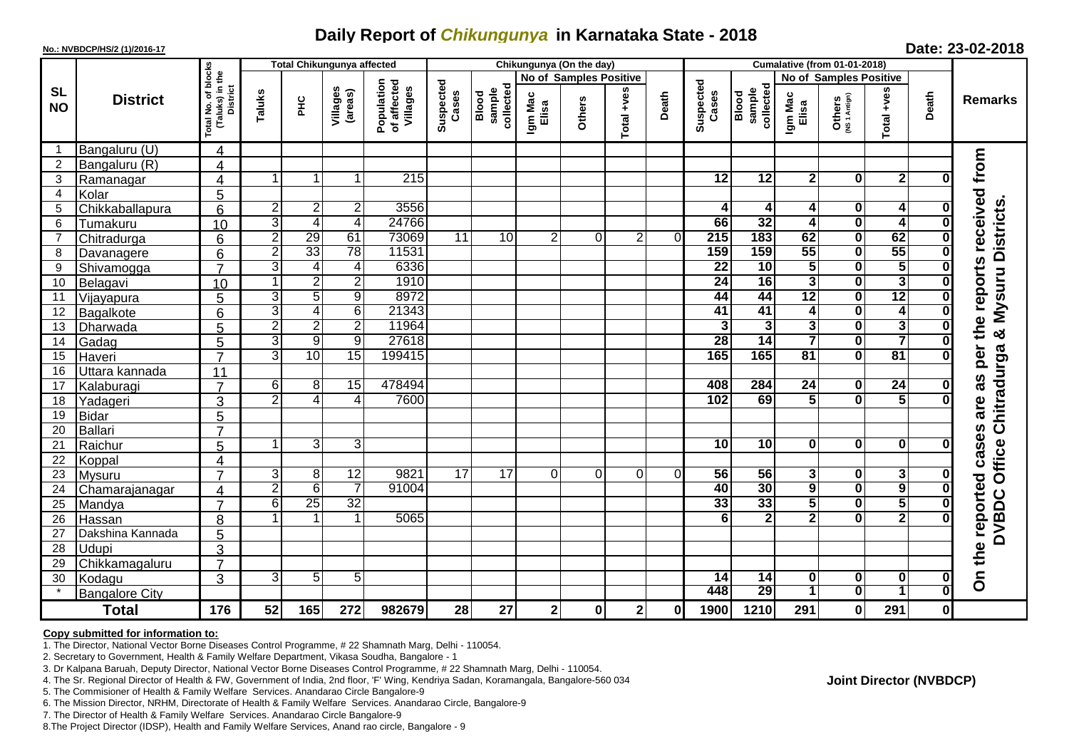# Daily Report of *Chikungunya* in Karnataka State - 2018

**No.: NVBDCP/HS/2 (1)/2016-17**

**Date: 23-02-2018**

| SL NO | District | Total No. of blocks (Taluks) in the District | Total Chikungunya affected | | | | Chikungunya (On the day) | | | | | | | Cumalative (from 01-01-2018) | | | | | | | Remarks |
|---|---|---|---|---|---|---|---|---|---|---|---|---|---|---|---|---|---|---|---|---|---|
| | | | Taluks | PHC | Villages (areas) | Population of affected Villages | Suspected Cases | Blood sample collected | No of Samples Positive | | | Death | Suspected Cases | Blood sample collected | No of Samples Positive | | | Death | |
| | | | | | | | | | Igm Mac Elisa | Others | Total +ves | | | | Igm Mac Elisa | Others (NS 1 Antign) | Total +ves | | |
| 1 | Bangaluru (U) | 4 | | | | | | | | | | | | | | | | | On the reported cases are as per the reports received from DVBDC Office Chitradurga & Mysuru Districts. |
| 2 | Bangaluru (R) | 4 | | | | | | | | | | | | | | | | | |
| 3 | Ramanagar | 4 | 1 | 1 | 1 | 215 | | | | | | | 12 | 12 | 2 | 0 | 2 | 0 | |
| 4 | Kolar | 5 | | | | | | | | | | | | | | | | | |
| 5 | Chikkaballapura | 6 | 2 | 2 | 2 | 3556 | | | | | | | 4 | 4 | 4 | 0 | 4 | 0 | |
| 6 | Tumakuru | 10 | 3 | 4 | 4 | 24766 | | | | | | | 66 | 32 | 4 | 0 | 4 | 0 | |
| 7 | Chitradurga | 6 | 2 | 29 | 61 | 73069 | 11 | 10 | 2 | 0 | 2 | 0 | 215 | 183 | 62 | 0 | 62 | 0 | |
| 8 | Davanagere | 6 | 2 | 33 | 78 | 11531 | | | | | | | 159 | 159 | 55 | 0 | 55 | 0 | |
| 9 | Shivamogga | 7 | 3 | 4 | 4 | 6336 | | | | | | | 22 | 10 | 5 | 0 | 5 | 0 | |
| 10 | Belagavi | 10 | 1 | 2 | 2 | 1910 | | | | | | | 24 | 16 | 3 | 0 | 3 | 0 | |
| 11 | Vijayapura | 5 | 3 | 5 | 9 | 8972 | | | | | | | 44 | 44 | 12 | 0 | 12 | 0 | |
| 12 | Bagalkote | 6 | 3 | 4 | 6 | 21343 | | | | | | | 41 | 41 | 4 | 0 | 4 | 0 | |
| 13 | Dharwada | 5 | 2 | 2 | 2 | 11964 | | | | | | | 3 | 3 | 3 | 0 | 3 | 0 | |
| 14 | Gadag | 5 | 3 | 9 | 9 | 27618 | | | | | | | 28 | 14 | 7 | 0 | 7 | 0 | |
| 15 | Haveri | 7 | 3 | 10 | 15 | 199415 | | | | | | | 165 | 165 | 81 | 0 | 81 | 0 | |
| 16 | Uttara kannada | 11 | | | | | | | | | | | | | | | | | |
| 17 | Kalaburagi | 7 | 6 | 8 | 15 | 478494 | | | | | | | 408 | 284 | 24 | 0 | 24 | 0 | |
| 18 | Yadageri | 3 | 2 | 4 | 4 | 7600 | | | | | | | 102 | 69 | 5 | 0 | 5 | 0 | |
| 19 | Bidar | 5 | | | | | | | | | | | | | | | | | |
| 20 | Ballari | 7 | | | | | | | | | | | | | | | | | |
| 21 | Raichur | 5 | 1 | 3 | 3 | | | | | | | | 10 | 10 | 0 | 0 | 0 | 0 | |
| 22 | Koppal | 4 | | | | | | | | | | | | | | | | | |
| 23 | Mysuru | 7 | 3 | 8 | 12 | 9821 | 17 | 17 | 0 | 0 | 0 | 0 | 56 | 56 | 3 | 0 | 3 | 0 | |
| 24 | Chamarajanagar | 4 | 2 | 6 | 7 | 91004 | | | | | | | 40 | 30 | 9 | 0 | 9 | 0 | |
| 25 | Mandya | 7 | 6 | 25 | 32 | | | | | | | | 33 | 33 | 5 | 0 | 5 | 0 | |
| 26 | Hassan | 8 | 1 | 1 | 1 | 5065 | | | | | | | 6 | 2 | 2 | 0 | 2 | 0 | |
| 27 | Dakshina Kannada | 5 | | | | | | | | | | | | | | | | | |
| 28 | Udupi | 3 | | | | | | | | | | | | | | | | | |
| 29 | Chikkamagaluru | 7 | | | | | | | | | | | | | | | | | |
| 30 | Kodagu | 3 | 3 | 5 | 5 | | | | | | | | 14 | 14 | 0 | 0 | 0 | 0 | |
| * | Bangalore City | | | | | | | | | | | | 448 | 29 | 1 | 0 | 1 | 0 | |
| **Total** | | **176** | **52** | **165** | **272** | **982679** | **28** | **27** | **2** | **0** | **2** | **0** | **1900** | **1210** | **291** | **0** | **291** | **0** | |

**Copy submitted for information to:**

1. The Director, National Vector Borne Diseases Control Programme, # 22 Shamnath Marg, Delhi - 110054.
2. Secretary to Government, Health & Family Welfare Department, Vikasa Soudha, Bangalore - 1
3. Dr Kalpana Baruah, Deputy Director, National Vector Borne Diseases Control Programme, # 22 Shamnath Marg, Delhi - 110054.
4. The Sr. Regional Director of Health & FW, Government of India, 2nd floor, 'F' Wing, Kendriya Sadan, Koramangala, Bangalore-560 034
5. The Commisioner of Health & Family Welfare Services. Anandarao Circle Bangalore-9
6. The Mission Director, NRHM, Directorate of Health & Family Welfare Services. Anandarao Circle, Bangalore-9
7. The Director of Health & Family Welfare Services. Anandarao Circle Bangalore-9
8. The Project Director (IDSP), Health and Family Welfare Services, Anand rao circle, Bangalore - 9

**Joint Director (NVBDCP)**